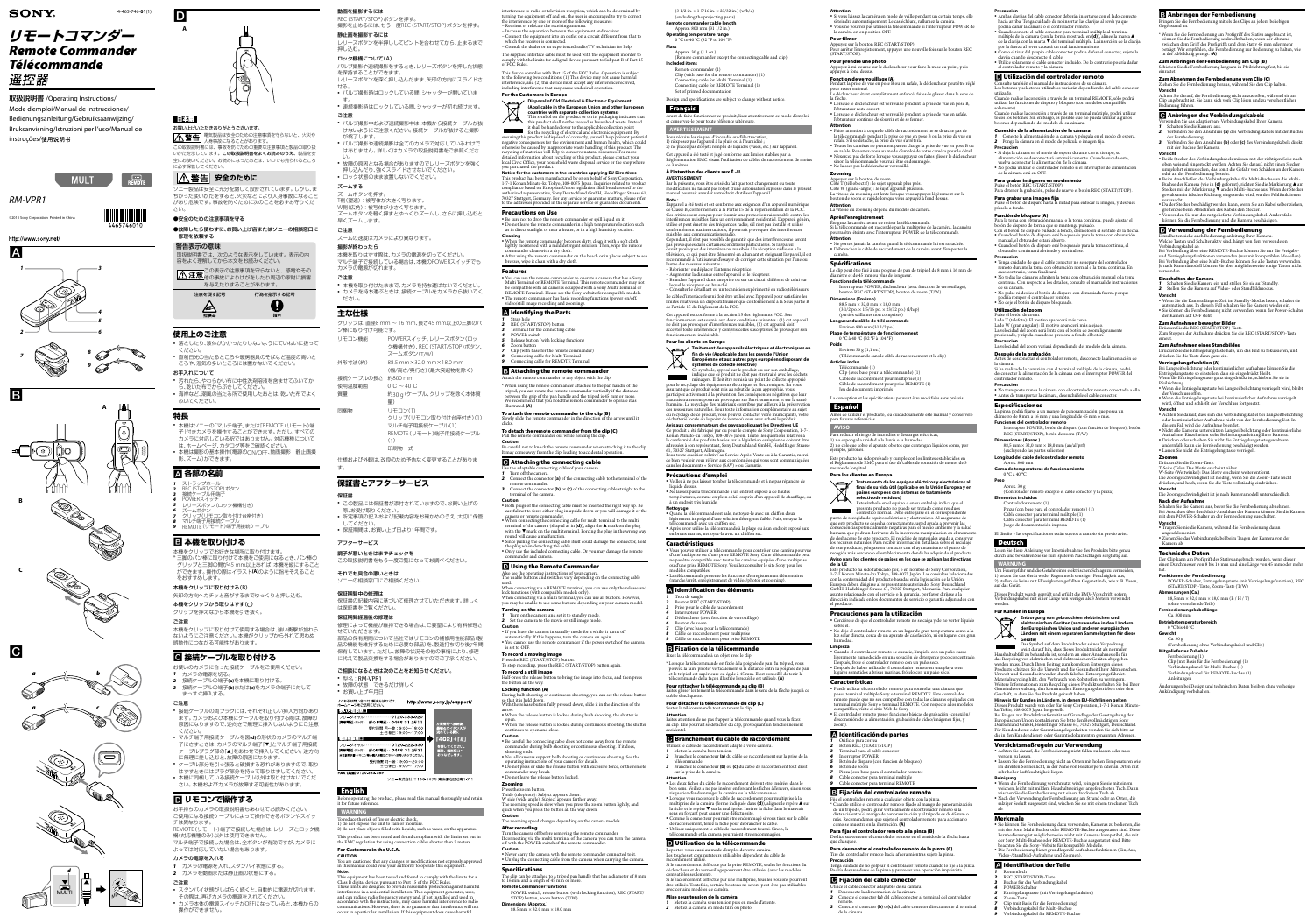# SONY

4-465-746-01(1)

# リモートコマンダー
# Remote Commander
# Télécommande
# 遥控器

取扱説明書 / Operating Instructions /
Mode d'emploi / Manual de instrucciones /
Bedienungsanleitung / Gebruiksaanwijzing /
Bruksanvisning / Istruzioni per l'uso /
Manual de instruções / 使用说明书

MULTI

RM-VPR1

© 2013 Sony Corporation Printed in China

http://www.sony.net/

A B C D

## 日本語

お買い上げいただきありがとうございます。

**警告** 電気製品は安全のための注意事項を守らないと、火災や人身事故になることがあります。

この取扱説明書には、事故を防ぐための重要な注意事項と製品の取り扱いかたを示しています。この取扱説明書をよくお読みのうえ、製品を安全にお使いください。お読みになったあとは、いつでも見られるところに必ず保管してください。

### 安全のために

ソニー製品は安全に充分配慮して設計されています。しかし、まちがった使いかたをすると、火災などにより人身事故になることがあり危険です。事故を防ぐために次のことを必ずお守りください。

- 安全のための注意事項を守る
- 故障したら使わずに、お買い上げ店またはソニーの相談窓口に修理を依頼する

#### 警告表示の意味

取扱説明書では、次のような表示をしています。表示の内容をよく理解してから本文をお読みください。

**注意** この表示の注意事項を守らないと、感電やその他の事故によりけがをしたり周辺の家財に損害を与えたりすることがあります。

### 使用上のご注意

- 落としたり、水をかけたりしないように、ていねいに扱ってください。
- 直射日光の当たるところや暖房器具のそばなど温度の高いところ、湿気の多いところには置かないでください。

#### お手入れについて

- 汚れたら、やわらかい布に中性洗剤液を含ませて、ふいてから、乾いた布でふき取ってください。
- 海岸など、潮風の当たる所で使用したあとは、乾いた布でよくふいてください。

### 特長

- 本機はソニーの「マルチ端子」または「REMOTE（リモート）端子」付きカメラを操作することができます。ただし、すべてのカメラに対して動作を保証するものではありません。対応機種については、ホームページ、カタログをご確認ください。
- 本機は撮影の基本操作（電源のON/OFF、動画撮影・静止画撮影、ズームなど）ができます。

### A 各部の名前

1. ストラップホール
2. REC（START/STOP）ボタン
3. 接続ケーブル用端子
4. POWERスイッチ
5. レリーズボタン（ロック機構付き）
6. ズームボタン（T/W）
7. クリップ（三脚への取り付け台座付き）
8. マルチ端子用接続ケーブル
9. REMOTE（リモート）端子用接続ケーブル

### B 本機を取り付ける

本機をクリップで三脚などに取り付けます。

- 三脚のパン棒に取り付けて本機をご使用になるとき、パン棒のグリップと三脚の間が45 mm以上あれば、本機を棒にしっかりと取り付けられます。操作の際はイラスト(A)のように指をそえることをおすすめします。

#### 本機をクリップに取り付ける（B）

矢印の方向へカチッと音がするまでゆっくりと押し込む。

#### 本機をクリップから取りはずす（C）

クリップを押さえながら本機を引き抜く。

#### ご注意

本機をクリップに取り付けて使用する場合は、強い衝撃が加わらないようにご注意ください。本機がクリップから外れて思わぬ損傷などにつながる可能性があります。

### C 接続ケーブルを取り付ける

お使いのカメラに合った接続ケーブルをご使用ください。

1. カメラの電源を切る。
2. 接続ケーブルの端子(a)を本機に取り付ける。
3. 接続ケーブルの端子(b)または(c)をカメラの端子に対して、まっすぐ差し込む。

#### ご注意

- 接続ケーブルの両プラグには、それぞれ正しい差し込み方向があります。カメラおよび本機にケーブルを取り付ける際は、指標の表示になりますので、逆向きで無理に挿入しないようにご注意ください。
- マルチ端子用接続ケーブルを(b)は(c)の形状のカメラのマルチ端子にカメラのマルチ端子(▼)とマルチ端子用接続ケーブルプラグ(B)の(▲)をあわせて挿入してください。逆方向に無理に差し込むと、故障の原因になります。
- ケーブル部分を引っ張ると破損する恐れがありますので、取りはずすときにはプラグ部分を持って取りはずしてください。
- 本機に同梱している接続ケーブル以外は取り付けないでください。本機およびカメラが故障する可能性があります。

### D リモコンで操作する

お手持ちのカメラの取扱説明書もあわせてお読みください。ご使用になる接続ケーブルによって操作できるボタンやスイッチは異なります。

REMOTE（リモート）端子で接続した場合は、レリーズとロック機能（付属の接続ケーブルはご使用いただけません。

マルチ端子で接続した場合は、全ボタンが有効です（カメラによっては使えない場合もあります。

#### カメラの電源を入れる

1. カメラの電源を入れ、スタンバイ状態にする。
2. カメラを動画または静止画の状態にする。

#### ご注意

- スタンバイ状態がしばらく続くと、自動的に電源が切れます。その際は、再びカメラの電源を入れてください。
- カメラ本体の電源スイッチがOFFになっていると、本機からの操作ができません。

#### 動画を撮影するには

REC（START/STOP）ボタンを押す。
撮影を止めるには、もう一度REC（START/STOP）ボタンを押す。

#### 静止画を撮影するには

レリーズボタンを半押ししてピントを合わせてから、止まるまで押し込む。

#### ロック機構を使う（C）

バルブ撮影や連続撮影をするとき、レリーズボタンを押した状態を保持することができます。

レリーズボタンを深く押し込んだまま、矢印の方向にスライドさせる。

- バルブ撮影時はロックしている間、シャッターが開いています。
- 連続撮影時はロックしている間、シャッターが切れ続けます。

#### ご注意

- バルブ撮影中および連続撮影中は、本機から接続ケーブルが抜けないようにご注意ください。接続ケーブルが抜けると撮影が終了してしまいます。
- バルブ撮影や連続撮影は全てのカメラで対応しているわけではありません。詳しくはカメラの取扱説明書をご参照ください。
- 故障の原因となる場合がありますのでレリーズボタンを強く押し込んだり、強くスライドさせないでください。
- ロック状態のまま放置しないでください。

#### ズームする

ズームボタンを押す。
T側（望遠）：被写体が大きく写ります。
W側（広角）：被写体が小さく写ります。
ズームボタンを軽く押すとゆっくりズームし、さらに押し込むと早くズームします。

#### ご注意

ズームの速度はカメラにより異なります。

#### 撮影が終わったら

本機を取りつけたまま持ち、カメラの電源を切ってください。
マルチ端子で接続している場合は、本機のPOWERスイッチでもカメラの電源が切れます。

#### ご注意

- 本機を取り付けたままで、カメラを持ち運ばないでください。
- カメラを持ち運ぶときは、接続ケーブルをカメラから抜いてください。

### 主な仕様

クリップは、直径約 mm ～ 16 mm、長さ45 mm以上の三脚のパン棒に取り付け可能です。

| | |
|---|---|
| リモート機能 | POWERスイッチ、レリーズボタン（ロック機構付き）、REC（START/STOP）ボタン、ズームボタン（T/W） |
| 外形寸法（約） | 88.5 mm × 32.0 mm × 18.0 mm（幅/高さ/奥行き）（最大突起部を除く） |
| 接続ケーブルの長さ | 約800 mm |
| 使用温度範囲 | 0 ℃ ～ 40 ℃ |
| 質量 | 約30 g（ケーブル、クリップを除く本体質量） |
| 同梱物 | リモコン(1)<br>クリップ（リモコン取り付け台座付き）(1)<br>マルチ端子用接続ケーブル(1)<br>REMOTE（リモート）端子用接続ケーブル(1)<br>印刷物一式 |

仕様および外観は、改良のため予告なく変更することがあります。

## 保証書とアフターサービス

### 保証書

- この製品には保証書が添付されていますので、お買い上げの際、お買い上げ店でお受け取りください。
- 所定事項の記入および記載内容をお確かめのうえ、大切に保管してください。
- 保証期間は、お買い上げ日より1年間です。

### アフターサービス

#### 調子が悪いときはまずチェックを

この説明書をもう一度ご覧になってお調べください。

#### それでも具合の悪いときは

ソニーの相談窓口にご相談ください。

#### 保証期間中の修理は

保証書の記載内容に基づいて修理させていただきます。詳しくは保証書をご覧ください。

#### 保証期間経過後の修理は

修理によって機能が維持できる場合は、ご要望により有料修理させていただきます。

当社ではリモートコマンダーの補修用性能部品（製品の機能を維持するために必要な部品）を、製造打ち切り後7年間保有しています。ただし、故障の状況その他の事情により、修理に代えて製品交換をする場合がありますのでご了承ください。

#### ご相談になるときは次のことをお知らせください。

- 型名：RM-VPR1
- 故障の状態：できるだけ詳しく
- お買い上げ年月日

ソニー株式会社 〒108-0075 東京都港区港南1-7-1

## English

Before operating the product, please read this manual thoroughly and retain it for future reference.

### WARNING

To reduce the risk of fire or electric shock,
1) do not expose this unit to rain or moisture.
2) do not place objects filled with liquids, such as vases, on the apparatus.

This product has been tested and found compliant with the limits set out in the EMC regulation for using connection cables shorter than 3 meters.

### For Customers in the U.S.A.

**CAUTION**

You are cautioned that any changes or modifications not expressly approved in this manual could void your authority to operate this equipment.

**Note:**

This equipment has been tested and found to comply with the limits for a Class B digital device, pursuant to Part 15 of the FCC Rules.

These limits are designed to provide reasonable protection against harmful interference in a residential installation. This equipment generates, uses, and can radiate radio frequency energy and, if not installed and used in accordance with the instructions, may cause harmful interference to radio communications. However, there is no guarantee that interference will not occur in a particular installation. If this equipment does cause harmful interference to radio or television reception, which can be determined by turning the equipment off and on, the user is encouraged to try to correct the interference by one or more of the following measures:

- Reorient or relocate the receiving antenna.
- Increase the separation between the equipment and receiver.
- Connect the equipment into an outlet on a circuit different from that to which the receiver is connected.
- Consult the dealer or an experienced radio/TV technician for help.

The supplied interface cable must be used with the equipment in order to comply with the limits for a digital device pursuant to Subpart B of Part 15 of FCC Rules.

This device complies with Part 15 of the FCC Rules. Operation is subject to the following two conditions: (1) This device may not cause harmful interference, and (2) this device must accept any interference received, including interference that may cause undesired operation.

### For the Customers in Europe

**Disposal of Old Electrical & Electronic Equipment (Applicable in the European Union and other European countries with separate collection systems)**

This symbol on the product or on its packaging indicates that this product shall not be treated as household waste. Instead it shall be handed over to the applicable collection point for the recycling of electrical and electronic equipment. By ensuring this product is disposed of correctly, you will help prevent potential negative consequences for the environment and human health, which could otherwise be caused by inappropriate waste handling of this product. The recycling of materials will help to conserve natural resources. For more detailed information about recycling of this product, please contact your local Civic Office, your household waste disposal service or the shop where you purchased the product.

**Notice for the customers in the countries applying EU Directives**

This product has been manufactured by or on behalf of Sony Corporation, 1-7-1 Konan Minato-ku Tokyo, 108-0075 Japan. Inquiries related to product compliance based on European Union legislation shall be addressed to the authorized representative, Sony Deutschland GmbH, Hedelfinger Strasse 61, 70327 Stuttgart, Germany. For any service or guarantee matters, please refer to the addresses provided in the separate service or guarantee documents.

### Precautions on Use

- Be sure not to drop the remote commander or spill liquid on it.
- Do not leave the remote commander in a high-temperature location such as in direct sunlight or near a heater, or in a high humidity location.

**Cleaning**

- When the remote commander becomes dirty, clean it with a soft cloth lightly moistened with a mild detergent solution. Then, wipe the remote commander clean with a dry cloth.
- After using the remote commander on the beach or in places subject to sea breezes, wipe it clean with a dry cloth.

### Features

- You can use the remote commander to operate a camera that has a Sony Multi Terminal or REMOTE Terminal. This remote commander may not be compatible with all cameras equipped with a Sony Multi Terminal or REMOTE Terminal. Please see the Sony website for compatible models.
- The remote commander has basic recording functions (power on/off, video/still image recording and zooming).

### A Identifying the Parts

1. Strap hole
2. REC (START/STOP) button
3. Terminal for the connecting cable
4. POWER switch
5. Release button (with locking function)
6. Zoom button
7. Clip (with base for the remote commander)
8. Connecting cable for Multi Terminal
9. Connecting cable for REMOTE Terminal

### B Attaching the remote commander

Attach the remote commander to any object with the clip.

- When using the remote commander attached to the pan handle of the tripod, you can rotate the remote commander vertically if the distance between the grip of the pan handle and the tripod is 45 mm or more. We recommend that you hold the remote commander to operate it as illustrated. **(A)**

#### To attach the remote commander to the clip (B)

Slowly slide the remote commander in the direction of the arrow until it clicks.

#### To detach the remote commander from the clip (C)

Pull the remote commander out while holding the clip.

**Caution**

Be careful not to knock the remote commander when attaching it to the clip. It may come away from the clip, leading to accidental operation.

### C Attaching the connecting cable

Use the adaptable connecting cable of your camera.

1. Turn off the camera.
2. Connect the connector (a) of the connecting cable to the terminal of the remote commander.
3. Connect the connector (b) or (c) of the connecting cable straight to the terminal of the camera.

**Caution**

- Both plugs of the connecting cable must be inserted the right way up. Be careful not to force either plug in upside down or you will damage it or the camera or remote commander.
- When connecting the connecting cable for multi terminal to the multi terminal of the camera shaped as (b), align the ▲ mark on the plug with the ▼ mark on the multi terminal. Forcing the plug in the wrong way round will cause a malfunction.
- Since pulling the connecting cable itself could damage the connector, hold the plug when detaching the cable.
- Only use the attached connecting cable. Or you may damage the remote commander and camera.

### D Using the Remote Commander

Also see the operating instructions of your camera.

The usable buttons and switches vary depending on the connecting cable you use.

When connecting via a REMOTE terminal, you can use only the release and lock functions (with compatible models only).

When connecting via a multi terminal, you can use all buttons. However, you may be unable to use some buttons depending on your camera model.

**Turning on the camera**

1. Turn on the camera and set it to standby mode.
2. Set the camera to the movie or still image mode.

**Caution**

- If you leave the camera in standby mode for a while, it turns off automatically. If this happens, turn the camera on again.
- You cannot use the remote commander if the power switch of the camera is set to OFF.

**To record a moving image**

Press the REC (START/STOP) button.
To stop recording, press the REC (START/STOP) button again.

**To record a still image**

Half-press the release button to bring the image into focus, and then press the button all the way.

**Locking function (C)**

During bulb shooting or continuous shooting, you can set the release button so that it is held down.

With the release button fully pressed down, slide it in the direction of the arrow.

- When the release button is locked during bulb shooting, the shutter is open.
- When the release button is locked during continuous shooting, the shutter continues to open and close.

**Caution**

- Be careful the connecting cable does not come away from the remote commander during bulb shooting or continuous shooting. If it does, shooting will stop.
- Not all cameras support bulb shooting or continuous shooting. See the operating instructions of your camera for details.
- Do not press or slide the release button with excessive force, or the remote commander may break.
- Do not leave the release button locked.

**Zooming**

Press the zoom button.
T side (telephoto): Subject appears closer.
W side (wide angle): Subject appears farther away.
The zooming speed is slow when you press the zoom button lightly, and quick when you press the button all the way down.

**Caution**

The zooming speed changes depending on the camera models.

**After recording**

Turn the camera off before removing the remote commander.
If connecting via the multi terminal of the camera, you can turn the camera off with the POWER switch of the remote commander.

**Caution**

- Never carry the camera with the remote commander connected to it.
- Unplug the connecting cable from the camera when carrying the camera.

### Specifications

The clip can be attached to a tripod pan handle that has a diameter of 8 mm to 16 mm and a length of 45 mm or more.

**Remote Commander functions**

POWER switch, release button (with locking function), REC (START/STOP) button, zoom button (T/W)

**Dimensions (Approx.)**

88.5 mm × 32.0 mm × 18.0 mm (3 1/2 in. × 1 5/16 in. × 23/32 in.) (w/h/d) (excluding the projecting parts)

**Remote commander cable length**

Approx. 800 mm (31 1/2 in.)

**Operating temperature**

0 °C to 40 °C (32 °F to 104 °F)

**Mass**

Approx. 30 g (1.1 oz) (Remote commander except the connecting cable and clip)

**Included items**

Remote commander (1)
Clip (with base for the remote commander) (1)
Connecting cable for Multi Terminal (1)
Connecting cable for REMOTE Terminal (1)
Set of printed documentation

Design and specifications are subject to change without notice.

## Français

Avant de faire fonctionner ce produit, lisez attentivement ce mode d'emploi et conservez-le pour toute référence ultérieure.

### AVERTISSEMENT

Pour réduire les risques d'incendie ou d'électrocution,
1) n'exposez pas l'appareil à la pluie ou à l'humidité ;
2) ne placez pas d'objets remplis de liquides (vases, etc.) sur l'appareil.

Cet appareil a été testé et jugé conforme aux limites établies par la Réglementation EMC visant l'utilisation de câbles de raccordement de moins de 3 mètres.

### À l'intention des clients aux É.-U.

**AVERTISSEMENT :**

Par la présente, vous êtes avisé du fait que tout changement ou toute modification ne faisant pas l'objet d'une autorisation expresse dans le présent manuel pourrait annuler votre droit d'utiliser l'appareil.

**Note :**

L'appareil a été testé et est conforme aux exigences d'un appareil numérique de Classe B, conformément à la Partie 15 de la réglementation de la FCC. Ces critères sont conçus pour fournir une protection raisonnable contre les interférences nuisibles dans un environnement résidentiel. L'appareil génère, utilise et peut émettre des fréquences radio ; s'il n'est pas installé et utilisé conformément aux directives, il peut provoquer des interférences nuisibles aux communications radio. Cependant, il n'est pas possible de garantir que des interférences ne seront pas provoquées dans certaines conditions particulières. Si l'appareil devait provoquer des interférences nuisibles à la réception radio ou à la télévision, ce qui peut être démontré en allumant et éteignant l'appareil, il est recommandé à l'utilisateur d'essayer de corriger cette situation par l'une ou l'autre des mesures suivantes :

- Réorienter ou déplacer l'antenne réceptrice.
- Augmenter la distance entre l'appareil et le récepteur.
- Brancher l'appareil dans une prise ou sur un circuit différent de celui sur lequel le récepteur est branché.
- Consulter le détaillant ou un technicien expérimenté en radio/téléviseurs.

Le câble d'interface fourni doit être utilisé avec l'appareil pour satisfaire aux limites fixées pour un dispositif numérique conformément à la Sous-partie B de l'article 15 du Règlement de la FCC.

Cet appareil est conforme à la section 15 des règlements FCC. Son fonctionnement est soumis aux deux conditions suivantes : (1) cet appareil ne doit pas provoquer d'interférences nuisibles, (2) cet appareil doit accepter toute interférence, y compris celles susceptibles de provoquer son fonctionnement indésirable.

### Pour les clients en Europe

**Traitement des appareils électriques et électroniques en fin de vie (Applicable dans les pays de l'Union Européenne et aux autres pays européens disposant de systèmes de collecte sélective)**

Ce symbole, apposé sur le produit ou sur son emballage, indique que ce produit ne doit pas être traité avec les déchets ménagers. Il doit être remis à un point de collecte approprié pour le recyclage des équipements électriques et électroniques. En vous assurant que ce produit sont mis au rebut de façon appropriée, vous participez activement à la prévention des conséquences négatives que leur mauvais traitement pourrait provoquer sur l'environnement et sur la santé humaine. Le recyclage des matériaux contribue par ailleurs à la préservation des ressources naturelles. Pour toute information complémentaire au sujet du recyclage de ce produit, vous pouvez contacter votre municipalité, votre déchetterie locale ou le point de vente où vous avez acheté le produit.

**Avis aux consommateurs des pays appliquant les Directives UE**

Ce produit a été fabriqué par ou pour le compte de Sony Corporation, 1-7-1 Konan Minato-ku Tokyo, 108-0075 Japon. Toutes les questions relatives à la conformité des produits basées sur la législation européenne doivent être adressées à son représentant, Sony Deutschland GmbH, Hedelfinger Strasse 61, 70327 Stuttgart, Allemagne. Pour toute question relative au Service Après-Vente ou à la Garantie, merci de bien vouloir vous référer aux coordonnées qui vous sont communiquées dans les documents « Service (SAV) » ou Garantie.

### Précautions d'emploi

- Veillez à ne pas laisser tomber la télécommande et à ne pas répandre de liquide dessus.
- Ne laissez pas la télécommande à un endroit exposé à de hautes températures, comme en plein soleil ou près d'un appareil de chauffage, ou à un endroit très humide.

**Nettoyage**

- Quand la télécommande est sale, nettoyez-la avec un chiffon doux légèrement imprégné d'une solution détergente faible. Puis, essuyez la télécommande avec un chiffon sec.
- Après avoir utilisé la télécommande à la plage ou à un endroit exposé aux embruns marins, nettoyez-la avec un chiffon sec.

### Caractéristiques

- Vous pouvez utiliser la télécommande pour contrôler une caméra pourvue d'une multiprise ou d'une prise REMOTE Sony. Cette télécommande peut ne pas être compatible avec toutes les caméras équipées d'une multiprise ou d'une prise REMOTE Sony. Veuillez consulter le site Sony pour les modèles compatibles.
- La télécommande dispose des fonctions d'enregistrement élémentaires (marche/arrêt, enregistrement de vidéos/photos et zooming).

### A Identification des éléments

1. Trou de sangle
2. Bouton REC (START/STOP)
3. Prise pour le câble de raccordement
4. Interrupteur POWER
5. Déclencheur (avec fonction de verrouillage)
6. Bouton de zoom
7. Clip (avec base pour la télécommande)
8. Câble de raccordement pour multiprise
9. Câble de raccordement pour prise REMOTE

### B Fixation de la télécommande

Fixez la télécommande à un objet avec le clip.

- Lorsque la télécommande est fixée à la poignée de pan du trépied, vous pouvez la faire pivoter verticalement si la distance entre la poignée du pan et le trépied est de 45 mm ou plus. Nous vous recommandons de tenir la télécommande de la façon illustrée lorsqu'elle est utilisée. **(A)**

**Pour rattacher la télécommande au clip (B)**

Faites glisser lentement la télécommande dans le sens de la flèche jusqu'à ce qu'elle s'enclique.

**Pour détacher la télécommande du clip (C)**

Sortez la télécommande tout en tenant le clip.

**Attention**

Faites attention de ne pas frapper la télécommande quand vous la fixez au clip. Elle pourrait se détacher du clip, provoquant un fonctionnement accidentel.

### C Branchement du câble de raccordement

Utilisez le câble de raccordement adapté à votre caméra.

1. Mettez la caméra hors tension.
2. Branchez le connecteur (a) du câble de raccordement sur la prise de la télécommande.
3. Branchez le connecteur (b) ou (c) du câble de raccordement tout droit sur la prise de la caméra.

**Attention**

- Les deux fiches du câble de raccordement doivent être insérées dans le bon sens. Veillez à ne pas insérer en forçant les fiches à l'envers, sinon vous risqueriez d'endommager la caméra ou la télécommande.
- Lorsque vous raccordez le câble de raccordement pour multiprise à la multiprise de la caméra (forme indiquée dans (b)), alignez le repère ▲ de la fiche et le repère ▼ de la multiprise. Forcer la fiche dans le mauvais sens en forçant peut causer une défaillance.
- Comme le fait de tirer sur le câble de raccordement risque d'endommager le connecteur, tenez la fiche lorsque vous débranchez le câble.
- Utilisez uniquement le câble de raccordement fourni. Sinon, la télécommande et la caméra pourraient être endommagées.

### D Utilisation de la télécommande

Reportez-vous aussi au mode d'emploi de votre caméra.

Les touches et commutateurs utilisables dépendent du câble de raccordement utilisé.

Si vous raccordez au moyen d'une prise REMOTE, seules les fonctions de déclencheur et de verrouillage sont disponibles (avec les modèles compatibles seulement).

Si la télécommande est raccordée par une multiprise, tous les boutons pourront être utilisés. Toutefois, certains boutons ne seront peut-être pas utilisables avec certains modèles de caméra.

**Mise sous tension de la caméra**

1. Mettez la caméra sous tension puis en mode d'attente.
2. Mettez la caméra en mode film ou photo.

**Attention**

- Si vous laissez la caméra en mode de veille pendant un certain temps, elle s'éteint automatiquement. Le cas échéant, rallumez la caméra.
- Vous ne pourrez pas utiliser la télécommande si l'interrupteur POWER de la caméra est en position OFF.

**Pour filmer**

Appuyez sur le bouton REC (START/STOP).
Pour arrêter l'enregistrement, appuyez une nouvelle fois sur le bouton REC (START/STOP).

**Pour prendre une photo**

Appuyez à mi-course sur le déclencheur pour faire la mise au point, puis appuyez à fond dessus.

**Fonction de verrouillage (C)**

Pendant la prise de vue en pose B ou en rafale, le déclencheur peut être réglé pour rester enfoncé.

Le déclencheur étant complètement enfoncé, faites-le glisser dans le sens de la flèche.

- Lorsque le déclencheur est verrouillé pendant la prise de vue en pose B, l'obturateur reste ouvert.
- Lorsque le déclencheur est verrouillé pendant la prise de vue en rafale, l'obturateur continue de s'ouvrir et de se fermer.

**Attention**

- Faites attention à ce que le câble de raccordement ne se détache pas de la télécommande pendant la prise de vue en pose B ou en rafale. S'il se détache, la prise de vue s'arrêtera.
- Toutes les caméras ne prennent pas en charge la prise de vue en pose B ou en rafale. Reportez-vous au mode d'emploi de votre caméra pour le détail.
- N'appuyez pas de force lorsque vous appuyez ou faites glisser le déclencheur sinon la télécommande pourrait être endommagée.
- Ne laissez pas le déclencheur verrouillé.

**Zooming**

Appuyez sur le bouton de zoom.
Côté T (téléobjectif) : le sujet apparaît plus près.
Côté W (grand-angle) : le sujet apparaît plus loin.
La vitesse du zooming est lente lorsque vous appuyez légèrement sur le bouton de zoom et rapide lorsque vous appuyez à fond dessus.

**Attention**

La vitesse du zooming dépend du modèle de caméra.

**Après l'enregistrement**

Éteignez la caméra avant de retirer la télécommande.

Si la télécommande est raccordée par la multiprise de la caméra, vous pouvez éteindre cette dernière avec l'interrupteur POWER de la télécommande.

**Attention**

- Ne portez jamais la caméra quand la télécommande lui est raccordée.
- Débranchez le câble de raccordement de la caméra avant de transporter la caméra.

### Spécifications

Le clip peut être fixé à une poignée de pan de trépied de 8 mm à 16 mm de diamètre et de 45 mm ou plus de longueur.

**Fonctions de la télécommande**

Interrupteur POWER, déclencheur (avec fonction de verrouillage), bouton REC (START/STOP), bouton de zoom (T/W)

**Dimensions (Environ)**

88,5 mm × 32,0 mm × 18,0 mm (3 1/2 po × 1 5/16 po × 23/32 po) (l/h/p) (parties saillantes non comprises)

**Longueur du câble de télécommande**

Environ 800 mm (31 1/2 po)

**Plage de température de fonctionnement**

0 °C à 40 °C (32 °F à 104 °F)

**Poids**

Environ 30 g (1,1 oz)
(Télécommande sans le câble de raccordement et le clip)

**Articles inclus**

Télécommande (1)
Clip (avec base pour la télécommande) (1)
Câble de raccordement pour multiprise (1)
Câble de raccordement pour prise REMOTE (1)
Jeu de documents imprimés

La conception et les spécifications peuvent être modifiées sans préavis.

## Español

Antes de utilizar el producto, lea cuidadosamente este manual y consérvelo para futuras referencias.

### AVISO

Para reducir el riesgo de incendios o descargas eléctricas,
1) no exponga la unidad a la lluvia ni a la humedad.
2) no coloque sobre el aparato objetos que contengan líquidos como, por ejemplo, jarrones.

Este producto ha sido probado y cumple con los límites establecidos en el Reglamento de EMC para utilizar cables de conexión de menos de 3 metros de longitud.

### Para los clientes en Europa

**Tratamiento de los equipos eléctricos y electrónicos al final de su vida útil (aplicable en la Unión Europea y en países europeos con sistemas de tratamiento selectivo de residuos)**

Este símbolo en el equipo o en su embalaje indica que el presente producto no puede ser tratado como residuos domésticos normales, sino que debe entregarse en el correspondiente punto de recogida de equipos eléctricos y electrónicos. Al asegurarse de que este producto se desecha correctamente, usted ayuda a prevenir las consecuencias potencialmente negativas para el medio ambiente y la salud humana que podrían derivarse de la incorrecta manipulación en el momento de deshacerse de este producto. El reciclaje de materiales ayuda a conservar los recursos naturales. Para recibir información detallada sobre el reciclaje de este producto, póngase en contacto con el ayuntamiento, el punto de recogida más cercano o el establecimiento donde ha adquirido el producto.

**Aviso para los clientes de países en los que se apliquen las directivas de la UE**

Este producto ha sido fabricado por, o en nombre de Sony Corporation, 1-7-1 Konan Minato-ku Tokyo, 108-0075 Japón. Las consultas relacionadas con la conformidad del producto basadas en la legislación de la Unión Europea deben dirigirse al representante autorizado, Sony Deutschland GmbH, Hedelfinger Strasse 61, 70327 Stuttgart, Alemania. Para cualquier asunto relacionado con el servicio o la garantía, por favor diríjase a la dirección indicada en los documentos de servicio o garantía adjuntados con el producto.

### Precauciones para la utilización

- Cerciórese de que el controlador remoto no se caiga y de no verter líquido sobre él.
- No deje el controlador remoto en un lugar de gran temperatura como a la luz solar directa, cerca de un aparato de calefacción, ni en lugares con gran humedad.

**Limpieza**

- Cuando el controlador remoto se ensucie, límpielo con un paño suave ligeramente humedecido en una solución de detergente poco concentrada. Después, frote el controlador remoto con un paño seco.
- Después de haber utilizado el controlador remoto en una playa o en lugares expuestos a brisas marinas, frótelo con un paño seco.

### Características

- Puede utilizar el controlador remoto para controlar una cámara que posea terminal múltiple Sony o terminal REMOTE. Este controlador remoto puede que no sea compatible con todas las cámaras equipadas con terminal múltiple Sony o terminal REMOTE. Con respecto a los modelos compatibles, visite el sitio web de Sony.
- El controlador remoto posee funciones básicas de grabación (conexión/desconexión de la alimentación, grabación de vídeo/imágenes fijas, y zoom).

### A Identificación de partes

1. Orificio para correa
2. Botón REC (START/STOP)
3. Terminal para el cable conector
4. Interruptor POWER
5. Botón de disparo (con función de bloqueo)
6. Botón de zoom
7. Pinza (con base para el controlador remoto)
8. Cable conector para terminal múltiple
9. Cable conector para terminal REMOTE

### B Fijación del controlador remoto

Fije el controlador remoto a cualquier objeto con la pinza.

- Cuando utilice el controlador remoto fijado al mango de panoramización de un trípode, podrá girar verticalmente el controlador remoto si la distancia entre el mango de panoramización y el trípode es de 45 mm o más. Le recomendamos que sujete el controlador remoto para accionarlo como se muestra en la ilustración. **(A)**

**Para fijar el controlador remoto a la pinza (B)**

Deslice lentamente el controlador remoto en el sentido de la flecha hasta que chasquee.

**Para desmontar el controlador remoto de la pinza (C)**

Tire del controlador remoto hacia afuera mientras sujeta la pinza.

**Precaución**

Tenga cuidado de no golpear el controlador remoto cuando lo fije a la pinza. Podría salirse de la pinza y provocar una operación imprevista.

### C Fijación del cable conector

Utilice el cable conector adaptable de su cámara.

1. Desconecte la alimentación de la cámara.
2. Conecte el conector (a) del cable conector al terminal del controlador remoto.
3. Conecte el conector (b) o (c) del cable conector directamente al terminal de la cámara.

**Precaución**

- Ambas clavijas del cable conector deberán insertarse con el lado correcto orientado ascendentemente. Tenga cuidado de no insertar las clavijas al revés ya que podría dañar la cámara o el controlador remoto.
- Cuando conecte el cable conector para terminal múltiple al terminal múltiple de la cámara con la forma mostrada en (b), alinee la marca ▲ de la clavija con la marca ▼ del terminal múltiple. La inserción de la clavija por la fuerza y al revés causará un mal funcionamiento.
- Como el tirar del propio cable conector podría dañar el conector, sujete la clavija cuando desconecte el cable.
- Utilice solamente el cable conector incluido. De lo contrario podría dañar el controlador remoto y la cámara.

### D Utilización del controlador remoto

Consulte también el manual de instrucciones de su cámara.

Los botones y selectores utilizables variarán dependiendo del cable conector utilizado.

Cuando realice la conexión a través de un terminal REMOTE, sólo podrá utilizar las funciones de disparo y bloqueo (con modelos compatibles solamente).

Cuando realice la conexión a través de un terminal múltiple, podrá utilizar todos los botones. Sin embargo, es posible que no pueda utilizar algunos botones dependiendo del modelo de su cámara.

**Conexión de la alimentación de la cámara**

1. Conecte la alimentación de la cámara y póngala en el modo de espera.
2. Ponga la cámara en el modo de película o imagen fija.

**Precaución**

- Si deja la cámara en el modo de espera durante cierto tiempo, su alimentación se desconectará automáticamente. Cuando suceda esto, vuelva a conectar la alimentación de la cámara.
- No podrá utilizar el controlador remoto si el interruptor de alimentación de la cámara está en OFF.

**Para grabar imágenes en movimiento**

Pulse el botón REC (START/STOP).
Para detener la grabación, pulse de nuevo el botón REC (START/STOP).

**Para grabar una imagen fija**

Pulse a medias el botón de disparo para enfocar la imagen, y después púlselo a fondo.

**Función de bloqueo (C)**

Para la toma con obturación manual o la toma continua, puede ajustar el botón de disparo de forma que se mantenga pulsado.

Con el botón de disparo pulsado a fondo, deslícelo en el sentido de la flecha.

- Cuando el botón de disparo esté bloqueado para la toma con obturación manual, el obturador estará abierto.
- Cuando el botón de disparo esté bloqueado para la toma continua, el obturador continuará abriéndose y cerrándose.

**Precaución**

- Tenga cuidado de que el cable conector no se separe del controlador remoto durante la toma con obturación manual o la toma continua. En caso contrario, toma finalizará.
- No todas las cámaras admiten la toma con obturación manual o la toma continua. Con respecto a los detalles, consulte el manual de instrucciones de su cámara.
- No pulse ni deslice el botón de disparo con demasiada fuerza porque podría romper el controlador remoto.
- No deje el botón de disparo bloqueado.

**Utilización del zoom**

Pulse el botón de zoom.
Lado T (telefoto): El motivo aparecerá más cerca.
Lado W (gran angular): El motivo aparecerá más alejado.
La velocidad del zoom será lenta con el botón de zoom ligeramente presionado, y rápida cuando se presione a fondo el botón.

**Precaución**

La velocidad del zoom variará dependiendo del modelo de la cámara.

**Después de la grabación**

Antes de desconectar el controlador remoto, desconecte la alimentación de la cámara.

Si ha realizado la conexión con el terminal múltiple de la cámara, podrá desconectar la alimentación de la cámara con el interruptor POWER del controlador remoto.

**Precaución**

- No transporte nunca la cámara con el controlador remoto conectado a ella.
- Antes de transportar la cámara, desenchufe el cable conector.

### Especificaciones

La pinza podrá fijarse a un mango de panoramización que posea un diámetro de 8 mm a 16 mm y una longitud de 45 mm o más.

**Funciones del controlador remoto**

Interruptor POWER, botón de disparo (con función de bloqueo), botón REC (START/STOP), botón de zoom (T/W)

**Dimensiones (Aprox.)**

88,5 mm × 32,0 mm × 18,0 mm (an/al/prf) (excepto las partes salientes)

**Longitud del cable del controlador remoto**

Aprox. 800 mm

**Gama de temperaturas de funcionamiento**

0 °C a 40 °C

**Peso**

Aprox. 30 g
(Controlador remoto excepto el cable conector y la pinza)

**Elementos incluidos**

Controlador remoto (1)
Pinza (con base para el controlador remoto) (1)
Cable conector para terminal múltiple (1)
Cable conector para terminal REMOTE (1)
Juego de documentación impresa

El diseño y las especificaciones están sujetos a cambio sin previo aviso.

## Deutsch

Lesen Sie diese Anleitung vor Inbetriebnahme des Produkts bitte genau durch und bewahren Sie sie zum späteren Nachschlagen sorgfältig auf.

### WARNUNG

Um die Gefahr von Bränden oder elektrischen Schlägen zu verringern,
1) setzen Sie das Gerät weder Regen noch sonstiger Feuchtigkeit aus.
2) stellen Sie keine mit Flüssigkeiten gefüllten Gegenstände, wie z. B. Vasen, auf das Gerät.

Dieses Produkt wurde geprüft und erfüllt die EMV-Vorschrift, sofern Verbindungskabel mit einer Länge von weniger als 3 Metern verwendet werden.

### Für Kunden in Europa

**Entsorgung von gebrauchten elektrischen und elektronischen Geräten (anzuwenden in den Ländern der Europäischen Union und anderen europäischen Ländern mit einem separaten Sammelsystem für diese Geräte)**

Das Symbol auf dem Produkt oder seiner Verpackung weist darauf hin, dass dieses Produkt nicht als normaler Haushaltsabfall zu behandeln ist, sondern an einer Annahmestelle für das Recycling von elektrischen und elektronischen Geräten abgegeben werden muss. Durch Ihren Beitrag zum korrekten Entsorgen dieses Produkts schützen Sie die Umwelt und die Gesundheit Ihrer Mitmenschen. Umwelt und Gesundheit werden durch falsches Entsorgen gefährdet. Materialrecycling hilft, den Verbrauch von Rohstoffen zu verringern. Weitere Informationen zum Recycling dieses Produkts erhalten Sie bei Ihrer Gemeindeverwaltung, den kommunalen Entsorgungsbetrieben oder dem Geschäft, in dem Sie das Produkt gekauft haben.

**Hinweis für Kunden in Ländern, in denen EU-Richtlinien gelten**

Dieses Produkt wurde von oder für die Sony Corporation, 1-7-1 Konan Minato-ku Tokio, 108-0075 Japan hergestellt.

Bei Fragen zur Produktkonformität auf Grundlage der Gesetzgebung der Europäischen Union kontaktieren Sie bitte den Bevollmächtigten Sony Deutschland GmbH, Hedelfinger Strasse 61, 70327 Stuttgart, Deutschland. Für Kundendienst oder Garantieangelegenheiten wenden Sie sich bitte an die in den Kundendienst- oder Garantiedokumenten genannten Adressen.

### Vorsichtsmaßnahmen zur Verwendung

- Achten Sie darauf, die Fernbedienung nicht fallen zu lassen oder nass werden zu lassen.
- Lassen Sie die Fernbedienung nicht an Orten mit hohen Temperaturen wie im direkten Sonnenlicht, in der Nähe von Heizkörpern oder an Orten mit sehr hoher Luftfeuchtigkeit liegen.

**Reinigung**

- Wenn die Fernbedienung verschmutzt wird, reinigen Sie sie mit einem weichen, leicht mit mildem Haushaltsreiniger angefeuchteten Tuch. Dann wischen Sie die Fernbedienung mit einem trockenen Tuch ab.
- Nach der Verwendung der Fernbedienung am Strand oder an Orten, die salziger Seeluft ausgesetzt sind, wischen Sie sie mit einem trockenen Tuch ab.

### Merkmale

- Sie können die Fernbedienung dazu verwenden, Kameras zu bedienen, die mit der Sony Multi-Buchse oder REMOTE-Buchse ausgestattet sind. Diese Fernbedienung ist möglicherweise nicht mit Kameras kompatibel, die mit der Sony Multi-Buchse oder REMOTE-Buchse ausgestattet sind. Bitte besuchen Sie die Sony Website für kompatible Modelle.
- Die Fernbedienung bietet grundlegende Aufnahmefunktionen (Ein/Aus, Video-/Standbild-Aufnahme und Zoomen).

### A Identifikation der Teile

1. Riemenloch
2. REC (START/STOP)-Taste
3. Buchse für das Verbindungskabel
4. POWER-Schalter
5. Auslöseknopf (mit Verriegelungsfunktion)
6. Zoom-Taste
7. Clip (mit Basis für die Fernbedienung)
8. Verbindungskabel für Multi-Buchse
9. Verbindungskabel für REMOTE-Buchse

### B Anbringen der Fernbedienung

Bringen Sie die Fernbedienung mithilfe des Clips an jedem beliebigen Gegenstand an.

- Wenn Sie die Fernbedienung am Pistolgriff des Stativs angebracht ist, können Sie die Fernbedienung senkrecht halten, wenn der Abstand zwischen dem Griff des Pistolgriffs und dem Stativ 45 mm oder mehr beträgt. Wir empfehlen, die Fernbedienung zur Bedienung wie abgebildet zu halten. **(A)**

**Zum Anbringen der Fernbedienung am Clip (B)**

Schieben Sie die Fernbedienung langsam in Pfeilrichtung fest, bis sie einrastet.

**Zum Abnehmen der Fernbedienung vom Clip (C)**

Ziehen Sie die Fernbedienung während Sie den Clip halten.

**Vorsicht**

Achten Sie darauf, die Fernbedienung nicht anzustoßen, während sie am Clip angebracht ist. Sie kann sich vom Clip lösen und zu versehentlicher Bedienung führen.

### C Anbringen des Verbindungskabels

Verwenden Sie das adaptierbare Verbindungskabel Ihrer Kamera.

1. Schalten Sie die Kamera aus.
2. Verbinden Sie den Anschluss (a) des Verbindungskabels mit der Buchse der Fernbedienung.
3. Verbinden Sie den Anschluss (b) oder (c) des Verbindungskabels direkt mit der Buchse der Kamera.

**Vorsicht**

- Beide Stecker des Verbindungskabels müssen mit der richtigen Seite nach oben weisend eingesteckt werden. Achten Sie darauf, nicht einen Stecker umgekehrt einzustecken, das sonst das Kabel, die Kamera oder die Fernbedienung beschädigt werden kann.
- Beim Anschließen des Verbindungskabels für Multi-Buchse an die Multi-Buchse der Kamera (wie in (b) gezeigt), richten Sie die Markierung ▲ am Stecker auf die Markierung ▼ an der Multi-Buchse aus. Wenn der Stecker gewaltsam in der falschen Richtung eingesteckt wird, führt das zu einer Fehlfunktion.
- Da der Stecker beschädigt werden kann, wenn Sie am Kabel selber ziehen, greifen Sie beim Abtrennen des Kabels den Stecker.
- Verwenden Sie nur das mitgelieferte Verbindungskabel. Andernfalls können Sie die Fernbedienung und die Kamera beschädigen.

### D Verwendung der Fernbedienung

Beachten Sie auch die Bedienungsanleitung Ihrer Kamera.

Welche Tasten und Schalter aktiv sind, hängt von dem verwendeten Verbindungskabel ab.

Bei Verbindung über eine REMOTE-Buchse können Sie nur die Freigabe- und Verriegelungsfunktionen verwenden (nur mit kompatiblen Modellen).

Bei Verbindung über eine Multi-Buchse können Sie alle Tasten verwenden. Je nach Kameramodell können Sie aber möglicherweise einige Tasten nicht verwenden.

**Einschalten der Kamera**

1. Schalten Sie die Kamera ein und stellen Sie sie auf Standby.
2. Stellen Sie die Kamera auf Video- oder Standbildmodus.

**Vorsicht**

- Wenn Sie die Kamera längere Zeit im Standby-Modus lassen, schaltet sie automatisch aus. In diesem Fall schalten Sie die Kamera wieder ein.
- Sie können die Fernbedienung nicht verwenden, wenn der Power-Schalter der Kamera auf OFF steht.

**Zum Aufnehmen bewegter Bilder**

Drücken Sie die REC (START/STOP)-Taste.
Zum Stoppen der Aufnahme drücken Sie die REC (START/STOP)-Taste erneut.

**Zum Aufnehmen eines Standbildes**

Drücken Sie den Auslöseknopf halb, um das Bild zu fokussieren, und drücken Sie die Taste dann ganz ein.

**Verriegelungsfunktion (C)**

Bei Langzeitbelichtung oder kontinuierlicher Aufnahme können Sie die Freigabetaste so einstellen, dass sie eingedrückt bleibt.

Schieben Sie den Auslöser bei ganz eingedrückter Taste in Pfeilrichtung.

- Wenn die Freigabetaste bei Langzeitbelichtung verriegelt wird, bleibt der Verschluss offen.
- Wenn die Freigabetaste bei kontinuierlicher Aufnahme verriegelt wird, wird weiterhin öffnen und schließen.

**Vorsicht**

- Achten Sie darauf, dass sich das Verbindungskabel bei Langzeitbelichtung oder kontinuierlicher Aufnahme nicht von der Fernbedienung löst. In diesem Fall wird die Aufnahme beendet.
- Nicht alle Kameras unterstützen Langzeitbelichtung oder kontinuierliche Aufnahme. Einzelheiten siehe Bedienungsanleitung Ihrer Kamera.
- Drücken oder schieben Sie die Freigabetaste nicht gewaltsam, andernfalls kann die Fernbedienung beschädigt werden.
- Lassen Sie nicht die Freigabetaste verriegelt.

**Zoomen**

Drücken Sie die Zoom-Taste.
T-Seite (Tele): Das Motiv erscheint näher.
W-Seite (Weitwinkel): Das Motiv erscheint weiter entfernt.
Die Zoomgeschwindigkeit ist niedrig, wenn Sie die Zoom-Taste leicht drücken, und hoch, wenn Sie die Taste vollständig eindrücken.

**Vorsicht**

Die Zoomgeschwindigkeit ist je nach Kameramodell unterschiedlich.

**Nach der Aufnahme**

Schalten Sie die Kamera aus, bevor Sie die Fernbedienung abnehmen.
Bei Anschluss über den Multi-Anschluss der Kamera können Sie die Kamera mit dem POWER-Schalter an der Fernbedienung ausschalten.

**Vorsicht**

- Tragen Sie nie die Kamera, während die Fernbedienung daran angeschlossen ist.
- Ziehen Sie das Verbindungskabel beim Tragen der Kamera von der Kamera ab.

### Technische Daten

Der Clip kann am Pistolgriff des Stativs angebracht werden, wenn dieser einen Durchmesser von 8 bis 16 mm und eine Länge von 45 mm oder mehr hat.

**Funktionen der Fernbedienung**

POWER-Schalter, Freigabetaste (mit Verriegelungsfunktion), REC (START/STOP)-Taste, Zoom-Taste (T/W)

**Abmessungen (Ca.)**

88,5 mm × 32,0 mm × 18,0 mm (B / H / T) (ohne vorstehende Teile)

**Fernbedienungskabellänge**

Ca. 800 mm

**Betriebstemperaturbereich**

0 °C bis 40 °C

**Gewicht**

Ca. 30 g
(Fernbedienung ohne Verbindungskabel und Clip)

**Mitgelieferte Zubehör**

Fernbedienung (1)
Clip (mit Basis für die Fernbedienung) (1)
Verbindungskabel für Multi-Buchse (1)
Verbindungskabel für REMOTE-Buchse (1)
Anleitungen

Änderungen bei Design und technischen Daten bleiben ohne vorherige Ankündigung vorbehalten.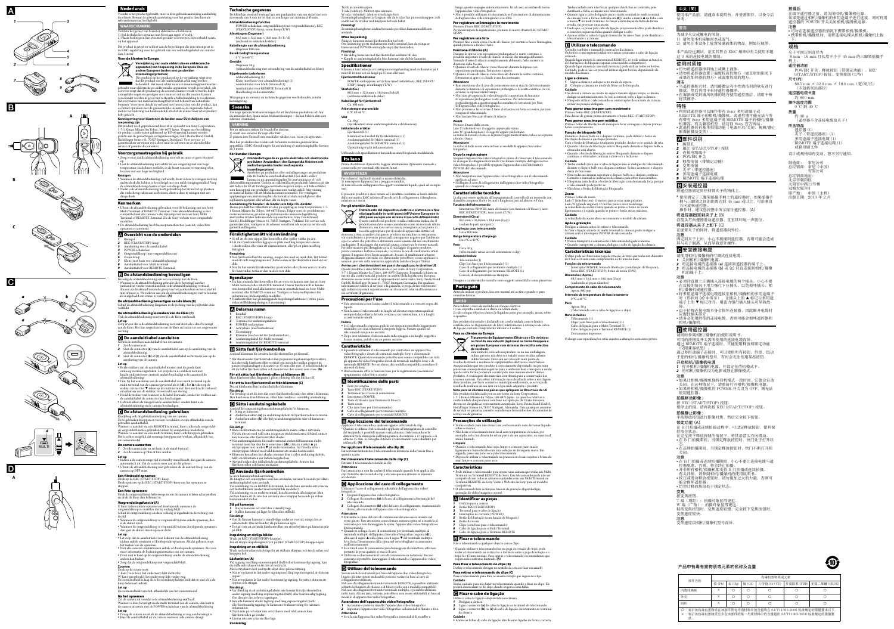## Nederlands

### WAARSCHUWING

### Technische gegevens

### A Overzicht van de onderdelen

### B De afstandsbediening bevestigen

### C De aansluitkabel aansluiten

### D De afstandsbediening gebruiken

## Svenska

### VARNING

### A Delarnas namn

### B Sätta fast fjärrkontrollen

### C Sätta i anslutningskabeln

### D Använda fjärrkontrollen

## Italiano

### AVVERTENZA

### A Identificazione delle parti

### B Applicazione del telecomando

### C Applicazione del cavo del collegamento

### D Utilizzo del telecomando

## Português

### AVISO

### A Identificar as peças

### B Fixar o telecomando

### C Fixar o cabo de ligação

### D Utilizar o telecomando

### Características técnicas

## 中文(简)

### 警告

### 使用前须知

### 特性

### A 部件识别

1. 腕带孔
2. REC (START/STOP) 按钮
3. 连接电缆槽
4. POWER 开关
5. 释放按钮（带锁定功能）
6. 变焦按钮
7. 夹子（带遥控器槽）
8. 多接口端子连接电缆
9. REMOTE 端子连接电缆

### B 安装遥控器

### C 安装连接电缆

### D 使用遥控器

### 规格

### 产品中有毒有害物质或元素的名称及含量

| 部件名称 | 铅 (Pb) | 汞 (Hg) | 镉 (Cd) | 六价铬 (Cr(VI)) | 多溴联苯 (PBB) | 多溴二苯醚 (PBDE) |
|---|---|---|---|---|---|---|
| 内置线路板 | × | ○ | ○ | ○ | ○ | ○ |
| 外壳 | × | ○ | ○ | ○ | ○ | ○ |
| 附件 | × | ○ | ○ | ○ | ○ | ○ |